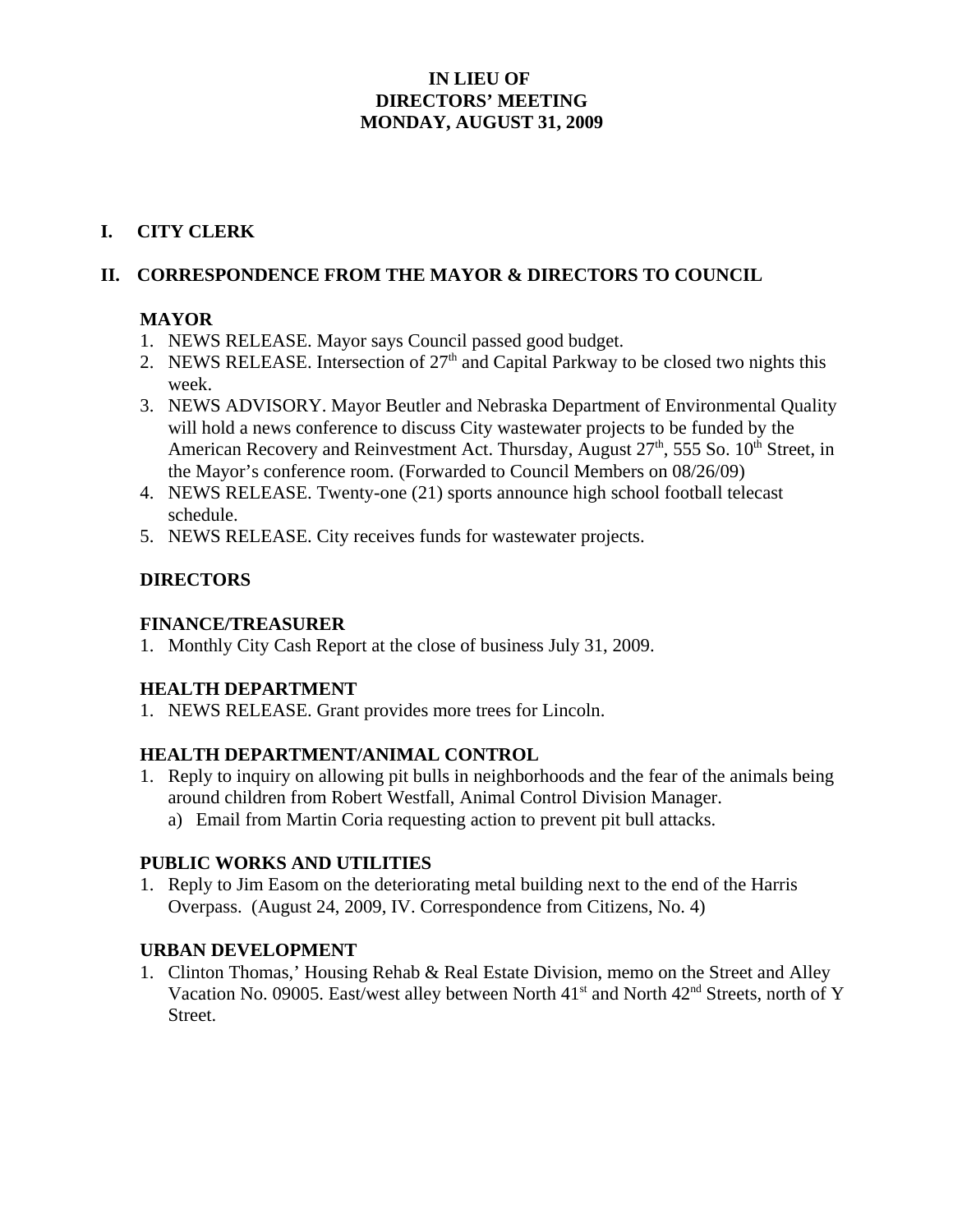# IN LIEU OF
# DIRECTORS' MEETING
# MONDAY, AUGUST 31, 2009

## I. CITY CLERK

## II. CORRESPONDENCE FROM THE MAYOR & DIRECTORS TO COUNCIL

### MAYOR

1. NEWS RELEASE. Mayor says Council passed good budget.
2. NEWS RELEASE. Intersection of 27th and Capital Parkway to be closed two nights this week.
3. NEWS ADVISORY. Mayor Beutler and Nebraska Department of Environmental Quality will hold a news conference to discuss City wastewater projects to be funded by the American Recovery and Reinvestment Act. Thursday, August 27th, 555 So. 10th Street, in the Mayor's conference room. (Forwarded to Council Members on 08/26/09)
4. NEWS RELEASE. Twenty-one (21) sports announce high school football telecast schedule.
5. NEWS RELEASE. City receives funds for wastewater projects.

### DIRECTORS

#### FINANCE/TREASURER

1. Monthly City Cash Report at the close of business July 31, 2009.

#### HEALTH DEPARTMENT

1. NEWS RELEASE. Grant provides more trees for Lincoln.

#### HEALTH DEPARTMENT/ANIMAL CONTROL

1. Reply to inquiry on allowing pit bulls in neighborhoods and the fear of the animals being around children from Robert Westfall, Animal Control Division Manager.
   a) Email from Martin Coria requesting action to prevent pit bull attacks.

#### PUBLIC WORKS AND UTILITIES

1. Reply to Jim Easom on the deteriorating metal building next to the end of the Harris Overpass. (August 24, 2009, IV. Correspondence from Citizens, No. 4)

#### URBAN DEVELOPMENT

1. Clinton Thomas,' Housing Rehab & Real Estate Division, memo on the Street and Alley Vacation No. 09005. East/west alley between North 41st and North 42nd Streets, north of Y Street.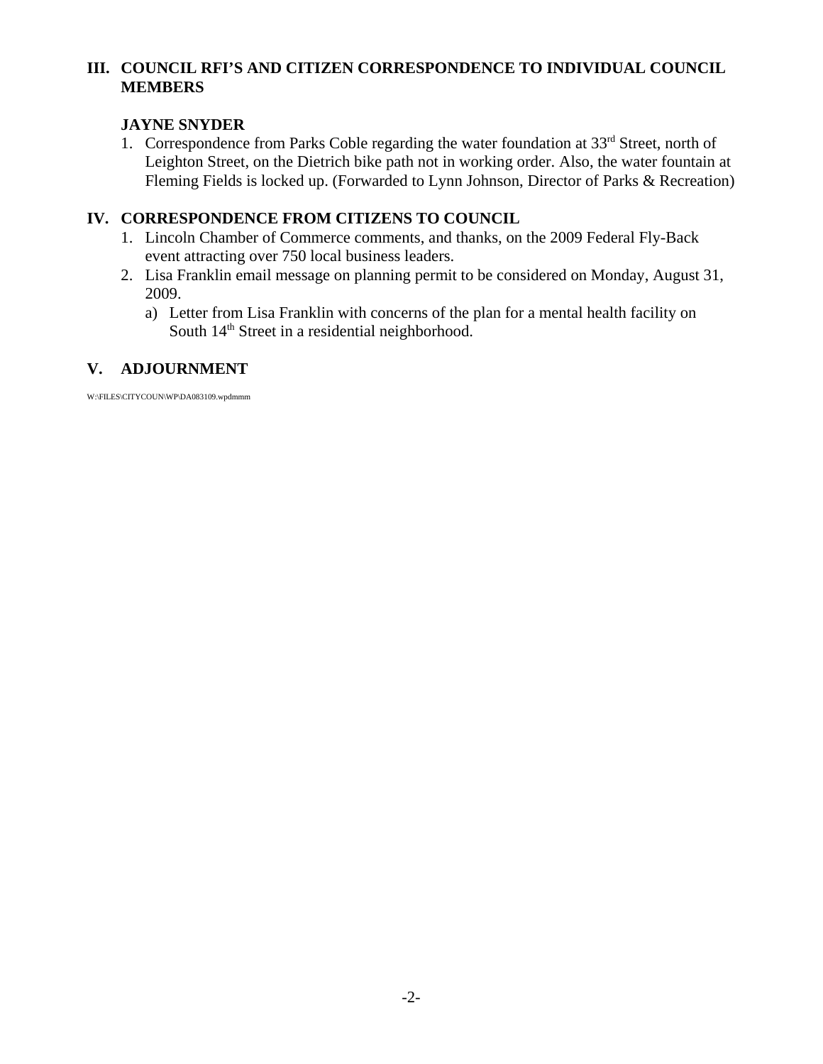## III. COUNCIL RFI'S AND CITIZEN CORRESPONDENCE TO INDIVIDUAL COUNCIL MEMBERS

### JAYNE SNYDER

1. Correspondence from Parks Coble regarding the water foundation at 33rd Street, north of Leighton Street, on the Dietrich bike path not in working order. Also, the water fountain at Fleming Fields is locked up. (Forwarded to Lynn Johnson, Director of Parks & Recreation)

## IV. CORRESPONDENCE FROM CITIZENS TO COUNCIL

1. Lincoln Chamber of Commerce comments, and thanks, on the 2009 Federal Fly-Back event attracting over 750 local business leaders.
2. Lisa Franklin email message on planning permit to be considered on Monday, August 31, 2009.
   a) Letter from Lisa Franklin with concerns of the plan for a mental health facility on South 14th Street in a residential neighborhood.

## V. ADJOURNMENT

W:\FILES\CITYCOUN\WP\DA083109.wpdmmm